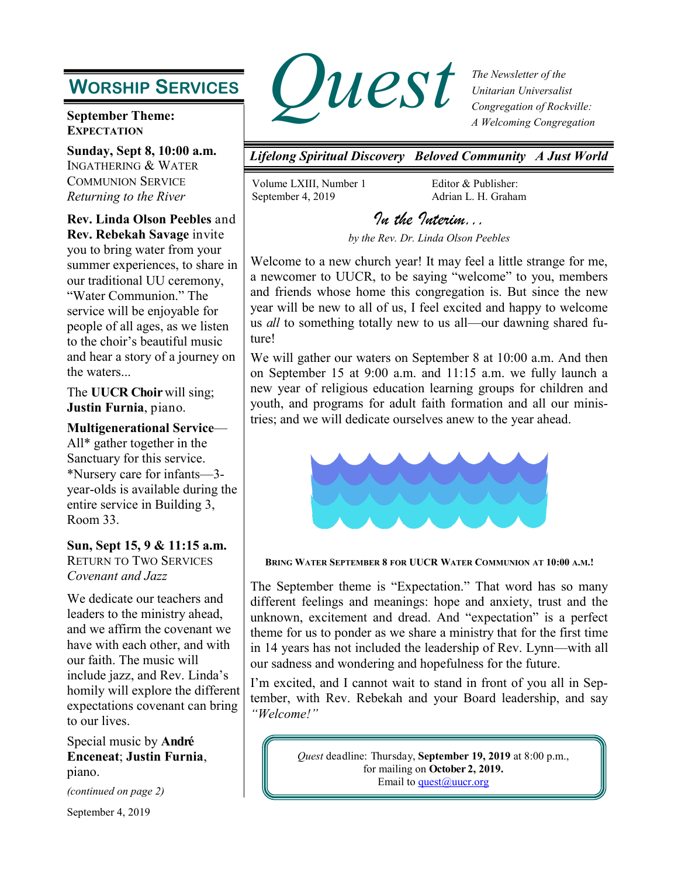# Quest

*The Newsletter of the Unitarian Universalist Congregation of Rockville: A Welcoming Congregation*

***Lifelong Spiritual Discovery   Beloved Community   A Just World***

Volume LXIII, Number 1
September 4, 2019

Editor & Publisher:
Adrian L. H. Graham

## WORSHIP SERVICES

**September Theme:**
**EXPECTATION**

**Sunday, Sept 8, 10:00 a.m.**
INGATHERING & WATER COMMUNION SERVICE
*Returning to the River*

**Rev. Linda Olson Peebles** and **Rev. Rebekah Savage** invite you to bring water from your summer experiences, to share in our traditional UU ceremony, "Water Communion." The service will be enjoyable for people of all ages, as we listen to the choir's beautiful music and hear a story of a journey on the waters...

The **UUCR Choir** will sing; **Justin Furnia**, piano.

**Multigenerational Service**—All* gather together in the Sanctuary for this service. *Nursery care for infants—3-year-olds is available during the entire service in Building 3, Room 33.

**Sun, Sept 15, 9 & 11:15 a.m.**
RETURN TO TWO SERVICES
*Covenant and Jazz*

We dedicate our teachers and leaders to the ministry ahead, and we affirm the covenant we have with each other, and with our faith. The music will include jazz, and Rev. Linda's homily will explore the different expectations covenant can bring to our lives.

Special music by **André Enceneat**; **Justin Furnia**, piano.

*(continued on page 2)*

## *In the Interim...*

*by the Rev. Dr. Linda Olson Peebles*

Welcome to a new church year! It may feel a little strange for me, a newcomer to UUCR, to be saying "welcome" to you, members and friends whose home this congregation is. But since the new year will be new to all of us, I feel excited and happy to welcome us *all* to something totally new to us all—our dawning shared future!

We will gather our waters on September 8 at 10:00 a.m. And then on September 15 at 9:00 a.m. and 11:15 a.m. we fully launch a new year of religious education learning groups for children and youth, and programs for adult faith formation and all our ministries; and we will dedicate ourselves anew to the year ahead.

**BRING WATER SEPTEMBER 8 FOR UUCR WATER COMMUNION AT 10:00 A.M.!**

The September theme is "Expectation." That word has so many different feelings and meanings: hope and anxiety, trust and the unknown, excitement and dread. And "expectation" is a perfect theme for us to ponder as we share a ministry that for the first time in 14 years has not included the leadership of Rev. Lynn—with all our sadness and wondering and hopefulness for the future.

I'm excited, and I cannot wait to stand in front of you all in September, with Rev. Rebekah and your Board leadership, and say *"Welcome!"*

*Quest* deadline: Thursday, **September 19, 2019** at 8:00 p.m., for mailing on **October 2, 2019.**
Email to quest@uucr.org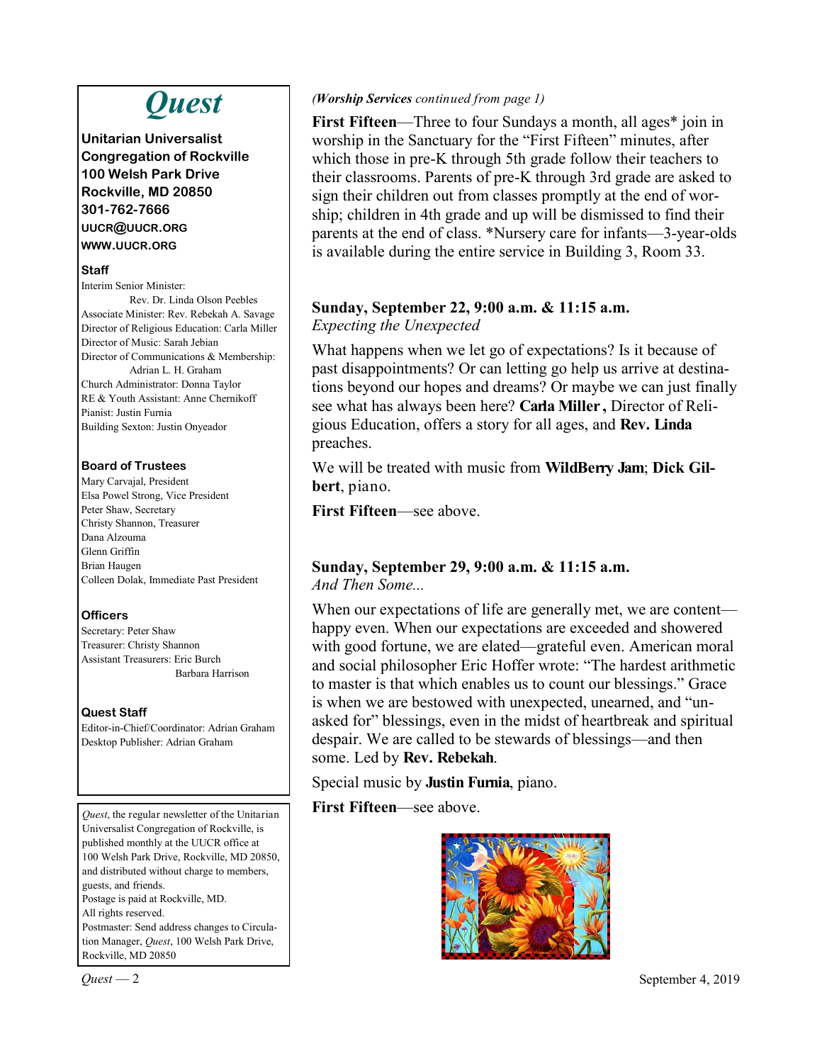# Quest

**Unitarian Universalist Congregation of Rockville**
**100 Welsh Park Drive**
**Rockville, MD 20850**
**301-762-7666**
**UUCR@UUCR.ORG**
**WWW.UUCR.ORG**

**Staff**

Interim Senior Minister: Rev. Dr. Linda Olson Peebles
Associate Minister: Rev. Rebekah A. Savage
Director of Religious Education: Carla Miller
Director of Music: Sarah Jebian
Director of Communications & Membership: Adrian L. H. Graham
Church Administrator: Donna Taylor
RE & Youth Assistant: Anne Chernikoff
Pianist: Justin Furnia
Building Sexton: Justin Onyeador

**Board of Trustees**

Mary Carvajal, President
Elsa Powel Strong, Vice President
Peter Shaw, Secretary
Christy Shannon, Treasurer
Dana Alzouma
Glenn Griffin
Brian Haugen
Colleen Dolak, Immediate Past President

**Officers**

Secretary: Peter Shaw
Treasurer: Christy Shannon
Assistant Treasurers: Eric Burch, Barbara Harrison

**Quest Staff**

Editor-in-Chief/Coordinator: Adrian Graham
Desktop Publisher: Adrian Graham

*Quest*, the regular newsletter of the Unitarian Universalist Congregation of Rockville, is published monthly at the UUCR office at 100 Welsh Park Drive, Rockville, MD 20850, and distributed without charge to members, guests, and friends.
Postage is paid at Rockville, MD.
All rights reserved.
Postmaster: Send address changes to Circulation Manager, *Quest*, 100 Welsh Park Drive, Rockville, MD 20850

*(**Worship Services** continued from page 1)*

**First Fifteen**—Three to four Sundays a month, all ages* join in worship in the Sanctuary for the "First Fifteen" minutes, after which those in pre-K through 5th grade follow their teachers to their classrooms. Parents of pre-K through 3rd grade are asked to sign their children out from classes promptly at the end of worship; children in 4th grade and up will be dismissed to find their parents at the end of class. *Nursery care for infants—3-year-olds is available during the entire service in Building 3, Room 33.

## Sunday, September 22, 9:00 a.m. & 11:15 a.m.

*Expecting the Unexpected*

What happens when we let go of expectations? Is it because of past disappointments? Or can letting go help us arrive at destinations beyond our hopes and dreams? Or maybe we can just finally see what has always been here? **Carla Miller**, Director of Religious Education, offers a story for all ages, and **Rev. Linda** preaches.

We will be treated with music from **WildBerry Jam**; **Dick Gilbert**, piano.

**First Fifteen**—see above.

## Sunday, September 29, 9:00 a.m. & 11:15 a.m.

*And Then Some...*

When our expectations of life are generally met, we are content—happy even. When our expectations are exceeded and showered with good fortune, we are elated—grateful even. American moral and social philosopher Eric Hoffer wrote: "The hardest arithmetic to master is that which enables us to count our blessings." Grace is when we are bestowed with unexpected, unearned, and "unasked for" blessings, even in the midst of heartbreak and spiritual despair. We are called to be stewards of blessings—and then some. Led by **Rev. Rebekah**.

Special music by **Justin Furnia**, piano.

**First Fifteen**—see above.

September 4, 2019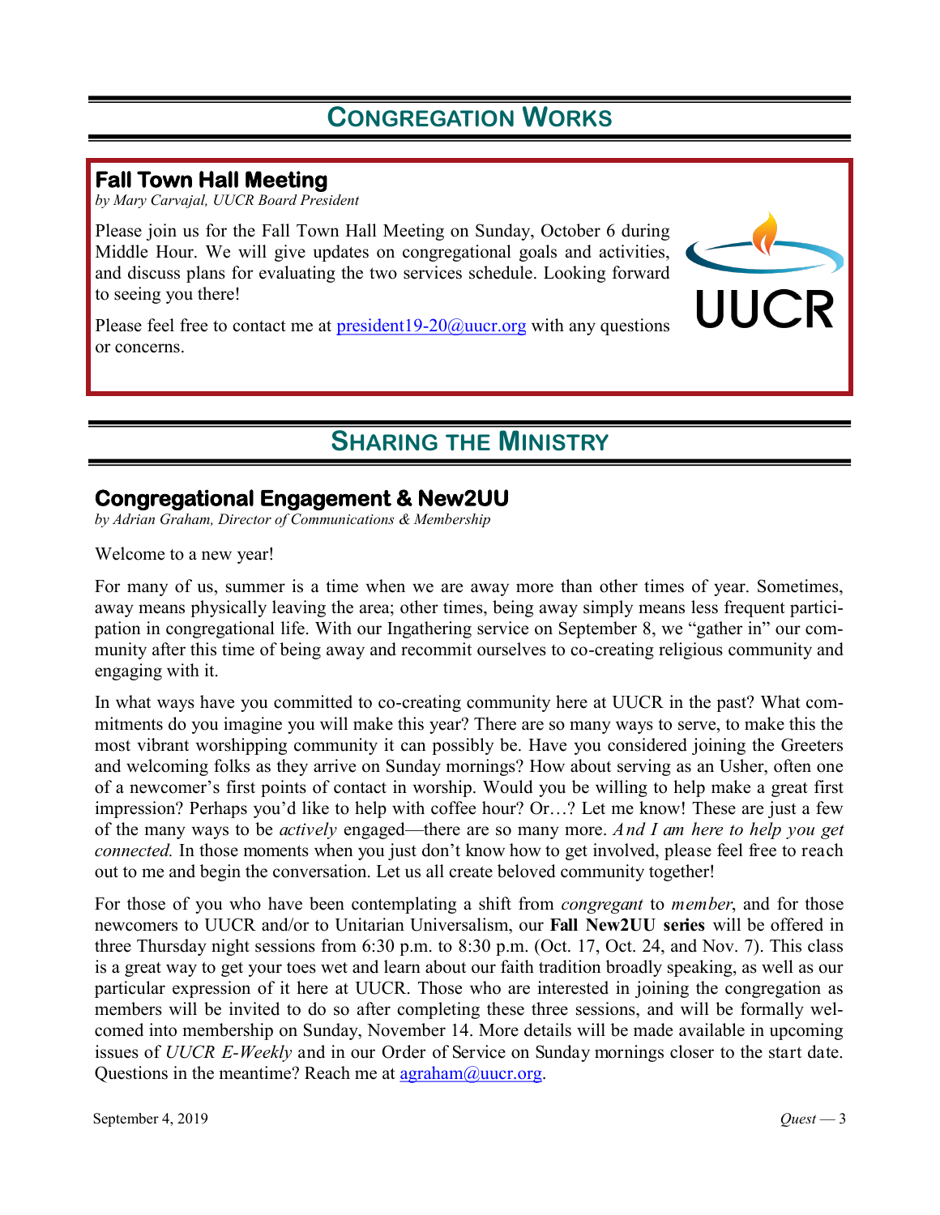# Congregation Works

## Fall Town Hall Meeting

*by Mary Carvajal, UUCR Board President*

Please join us for the Fall Town Hall Meeting on Sunday, October 6 during Middle Hour. We will give updates on congregational goals and activities, and discuss plans for evaluating the two services schedule. Looking forward to seeing you there!

Please feel free to contact me at president19-20@uucr.org with any questions or concerns.

# Sharing the Ministry

## Congregational Engagement & New2UU

*by Adrian Graham, Director of Communications & Membership*

Welcome to a new year!

For many of us, summer is a time when we are away more than other times of year. Sometimes, away means physically leaving the area; other times, being away simply means less frequent participation in congregational life. With our Ingathering service on September 8, we "gather in" our community after this time of being away and recommit ourselves to co-creating religious community and engaging with it.

In what ways have you committed to co-creating community here at UUCR in the past? What commitments do you imagine you will make this year? There are so many ways to serve, to make this the most vibrant worshipping community it can possibly be. Have you considered joining the Greeters and welcoming folks as they arrive on Sunday mornings? How about serving as an Usher, often one of a newcomer's first points of contact in worship. Would you be willing to help make a great first impression? Perhaps you'd like to help with coffee hour? Or…? Let me know! These are just a few of the many ways to be *actively* engaged—there are so many more. *And I am here to help you get connected.* In those moments when you just don't know how to get involved, please feel free to reach out to me and begin the conversation. Let us all create beloved community together!

For those of you who have been contemplating a shift from *congregant* to *member*, and for those newcomers to UUCR and/or to Unitarian Universalism, our **Fall New2UU series** will be offered in three Thursday night sessions from 6:30 p.m. to 8:30 p.m. (Oct. 17, Oct. 24, and Nov. 7). This class is a great way to get your toes wet and learn about our faith tradition broadly speaking, as well as our particular expression of it here at UUCR. Those who are interested in joining the congregation as members will be invited to do so after completing these three sessions, and will be formally welcomed into membership on Sunday, November 14. More details will be made available in upcoming issues of *UUCR E-Weekly* and in our Order of Service on Sunday mornings closer to the start date. Questions in the meantime? Reach me at agraham@uucr.org.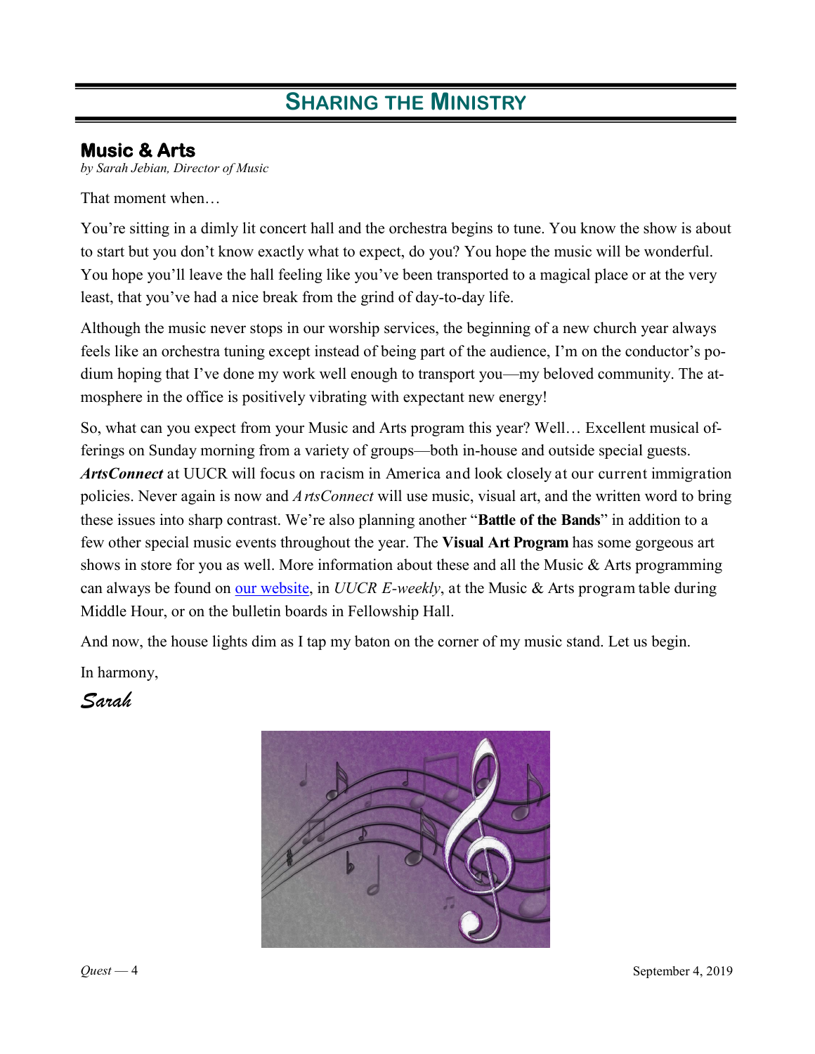# SHARING THE MINISTRY

## Music & Arts

*by Sarah Jebian, Director of Music*

That moment when…

You're sitting in a dimly lit concert hall and the orchestra begins to tune. You know the show is about to start but you don't know exactly what to expect, do you? You hope the music will be wonderful. You hope you'll leave the hall feeling like you've been transported to a magical place or at the very least, that you've had a nice break from the grind of day-to-day life.

Although the music never stops in our worship services, the beginning of a new church year always feels like an orchestra tuning except instead of being part of the audience, I'm on the conductor's podium hoping that I've done my work well enough to transport you—my beloved community. The atmosphere in the office is positively vibrating with expectant new energy!

So, what can you expect from your Music and Arts program this year? Well… Excellent musical offerings on Sunday morning from a variety of groups—both in-house and outside special guests. ***ArtsConnect*** at UUCR will focus on racism in America and look closely at our current immigration policies. Never again is now and *ArtsConnect* will use music, visual art, and the written word to bring these issues into sharp contrast. We're also planning another "**Battle of the Bands**" in addition to a few other special music events throughout the year. The **Visual Art Program** has some gorgeous art shows in store for you as well. More information about these and all the Music & Arts programming can always be found on our website, in *UUCR E-weekly*, at the Music & Arts program table during Middle Hour, or on the bulletin boards in Fellowship Hall.

And now, the house lights dim as I tap my baton on the corner of my music stand. Let us begin.

In harmony,

*Sarah*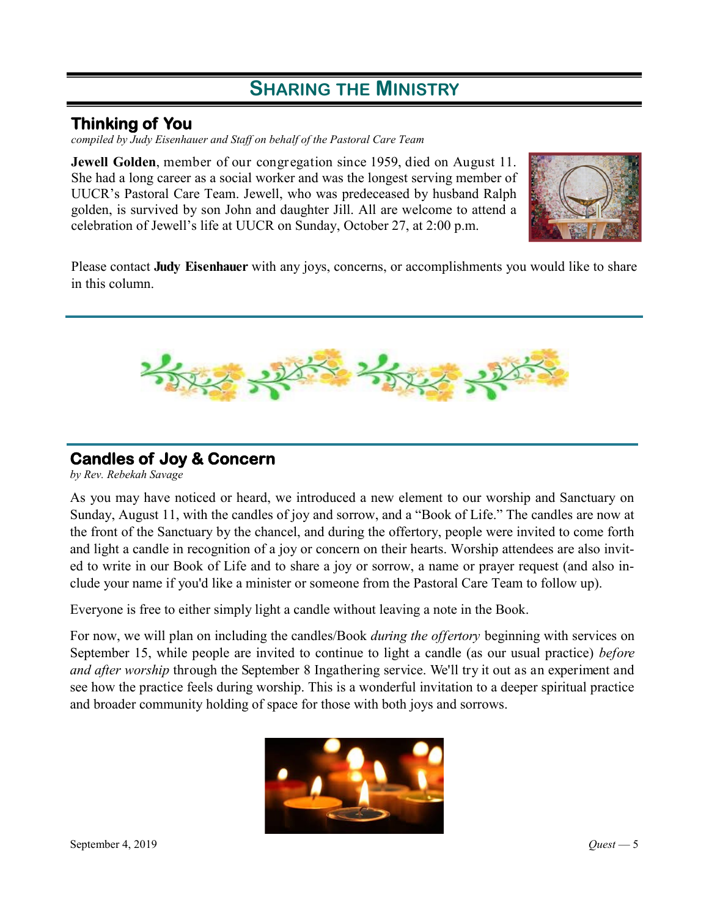# Sharing the Ministry

## Thinking of You

*compiled by Judy Eisenhauer and Staff on behalf of the Pastoral Care Team*

**Jewell Golden**, member of our congregation since 1959, died on August 11. She had a long career as a social worker and was the longest serving member of UUCR's Pastoral Care Team. Jewell, who was predeceased by husband Ralph golden, is survived by son John and daughter Jill. All are welcome to attend a celebration of Jewell's life at UUCR on Sunday, October 27, at 2:00 p.m.

Please contact **Judy Eisenhauer** with any joys, concerns, or accomplishments you would like to share in this column.

## Candles of Joy & Concern

*by Rev. Rebekah Savage*

As you may have noticed or heard, we introduced a new element to our worship and Sanctuary on Sunday, August 11, with the candles of joy and sorrow, and a "Book of Life." The candles are now at the front of the Sanctuary by the chancel, and during the offertory, people were invited to come forth and light a candle in recognition of a joy or concern on their hearts. Worship attendees are also invited to write in our Book of Life and to share a joy or sorrow, a name or prayer request (and also include your name if you'd like a minister or someone from the Pastoral Care Team to follow up).

Everyone is free to either simply light a candle without leaving a note in the Book.

For now, we will plan on including the candles/Book *during the offertory* beginning with services on September 15, while people are invited to continue to light a candle (as our usual practice) *before and after worship* through the September 8 Ingathering service. We'll try it out as an experiment and see how the practice feels during worship. This is a wonderful invitation to a deeper spiritual practice and broader community holding of space for those with both joys and sorrows.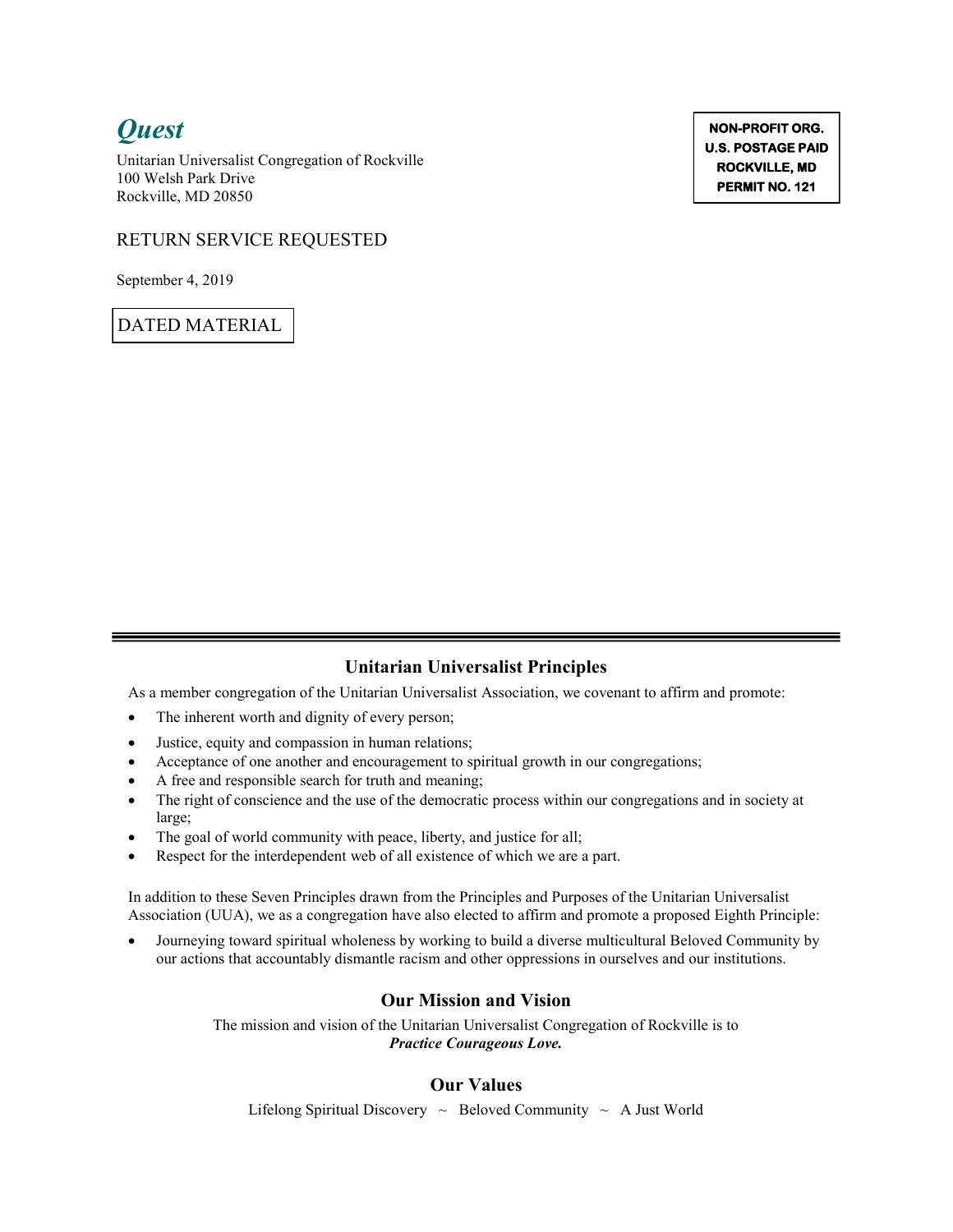# *Quest*

Unitarian Universalist Congregation of Rockville
100 Welsh Park Drive
Rockville, MD 20850

**NON-PROFIT ORG.**
**U.S. POSTAGE PAID**
**ROCKVILLE, MD**
**PERMIT NO. 121**

RETURN SERVICE REQUESTED

September 4, 2019

DATED MATERIAL

## Unitarian Universalist Principles

As a member congregation of the Unitarian Universalist Association, we covenant to affirm and promote:

- The inherent worth and dignity of every person;
- Justice, equity and compassion in human relations;
- Acceptance of one another and encouragement to spiritual growth in our congregations;
- A free and responsible search for truth and meaning;
- The right of conscience and the use of the democratic process within our congregations and in society at large;
- The goal of world community with peace, liberty, and justice for all;
- Respect for the interdependent web of all existence of which we are a part.

In addition to these Seven Principles drawn from the Principles and Purposes of the Unitarian Universalist Association (UUA), we as a congregation have also elected to affirm and promote a proposed Eighth Principle:

- Journeying toward spiritual wholeness by working to build a diverse multicultural Beloved Community by our actions that accountably dismantle racism and other oppressions in ourselves and our institutions.

## Our Mission and Vision

The mission and vision of the Unitarian Universalist Congregation of Rockville is to
***Practice Courageous Love.***

## Our Values

Lifelong Spiritual Discovery ~ Beloved Community ~ A Just World